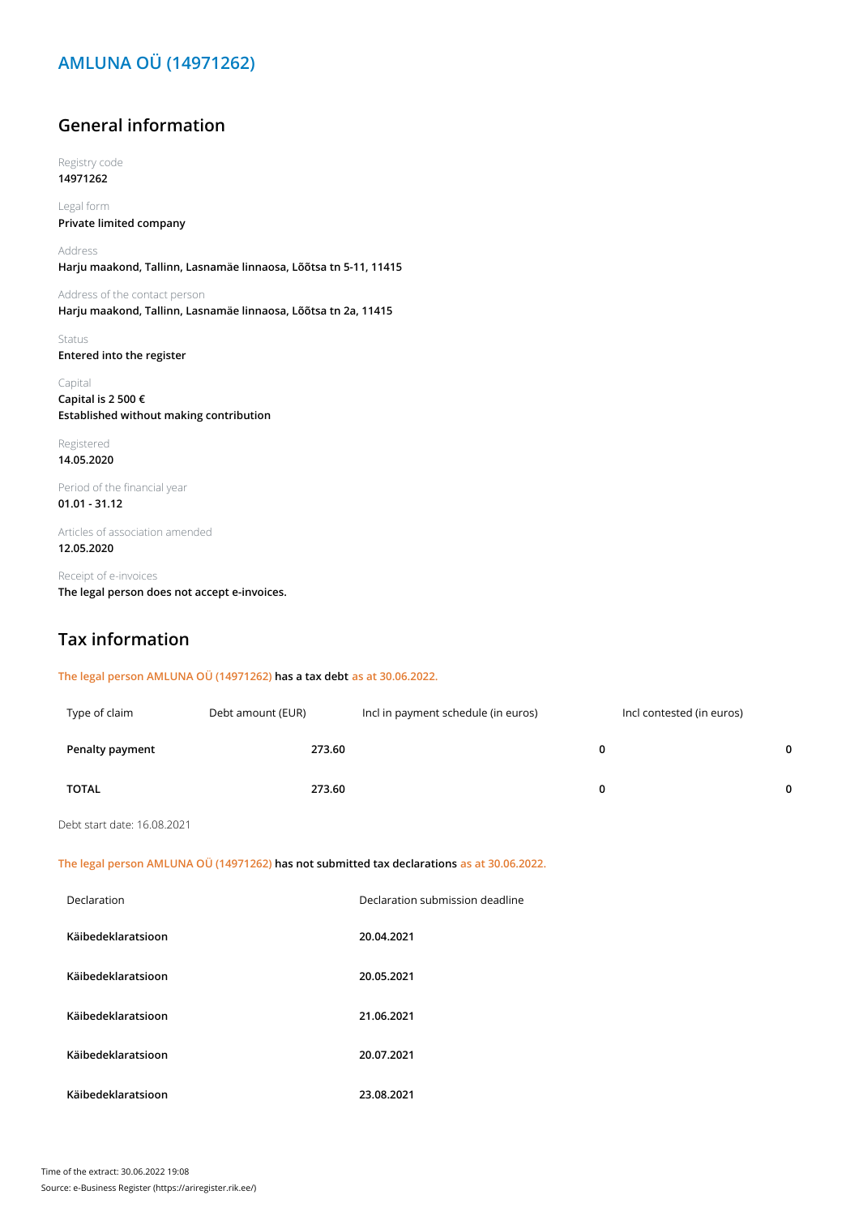# AMLUNA OÜ (14971262)

## General information

Registry code
**14971262**

Legal form
**Private limited company**

Address
**Harju maakond, Tallinn, Lasnamäe linnaosa, Lõõtsa tn 5-11, 11415**

Address of the contact person
**Harju maakond, Tallinn, Lasnamäe linnaosa, Lõõtsa tn 2a, 11415**

Status
**Entered into the register**

Capital
**Capital is 2 500 €**
**Established without making contribution**

Registered
**14.05.2020**

Period of the financial year
**01.01 - 31.12**

Articles of association amended
**12.05.2020**

Receipt of e-invoices
**The legal person does not accept e-invoices.**

## Tax information

The legal person AMLUNA OÜ (14971262) **has a tax debt** as at 30.06.2022.

| Type of claim | Debt amount (EUR) | Incl in payment schedule (in euros) | Incl contested (in euros) |
|---|---|---|---|
| **Penalty payment** | **273.60** | **0** | **0** |
| **TOTAL** | **273.60** | **0** | **0** |

Debt start date: 16.08.2021

The legal person AMLUNA OÜ (14971262) **has not submitted tax declarations** as at 30.06.2022.

| Declaration | Declaration submission deadline |
|---|---|
| **Käibedeklaratsioon** | **20.04.2021** |
| **Käibedeklaratsioon** | **20.05.2021** |
| **Käibedeklaratsioon** | **21.06.2021** |
| **Käibedeklaratsioon** | **20.07.2021** |
| **Käibedeklaratsioon** | **23.08.2021** |

Time of the extract: 30.06.2022 19:08
Source: e-Business Register (https://ariregister.rik.ee/)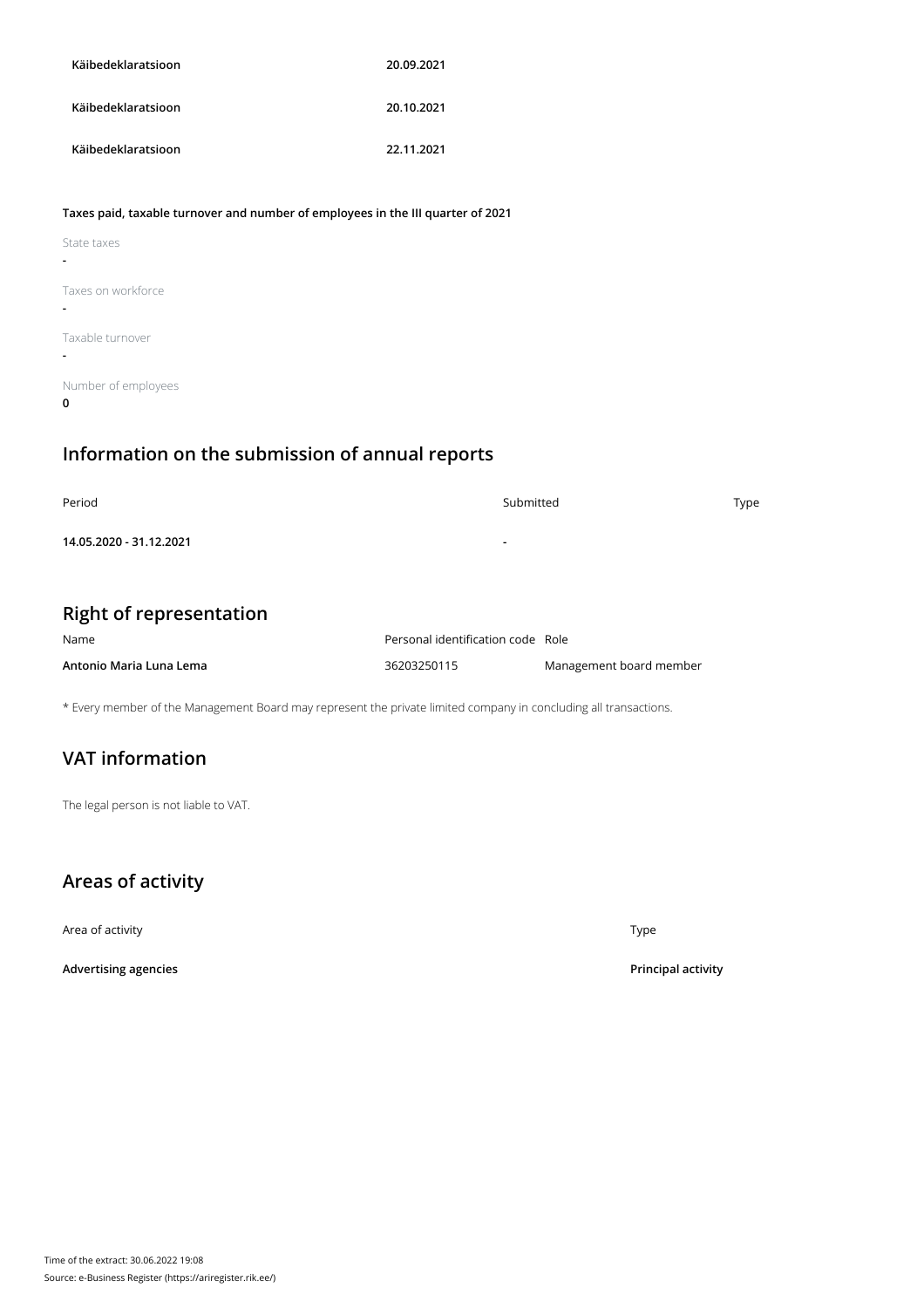| | |
|---|---|
| **Käibedeklaratsioon** | **20.09.2021** |
| **Käibedeklaratsioon** | **20.10.2021** |
| **Käibedeklaratsioon** | **22.11.2021** |

**Taxes paid, taxable turnover and number of employees in the III quarter of 2021**

State taxes
**-**

Taxes on workforce
**-**

Taxable turnover
**-**

Number of employees
**0**

## Information on the submission of annual reports

| Period | Submitted | Type |
|---|---|---|
| **14.05.2020 - 31.12.2021** | **-** | |

## Right of representation

| Name | Personal identification code | Role |
|---|---|---|
| **Antonio Maria Luna Lema** | 36203250115 | Management board member |

* Every member of the Management Board may represent the private limited company in concluding all transactions.

## VAT information

The legal person is not liable to VAT.

## Areas of activity

| Area of activity | Type |
|---|---|
| **Advertising agencies** | **Principal activity** |

Time of the extract: 30.06.2022 19:08
Source: e-Business Register (https://ariregister.rik.ee/)